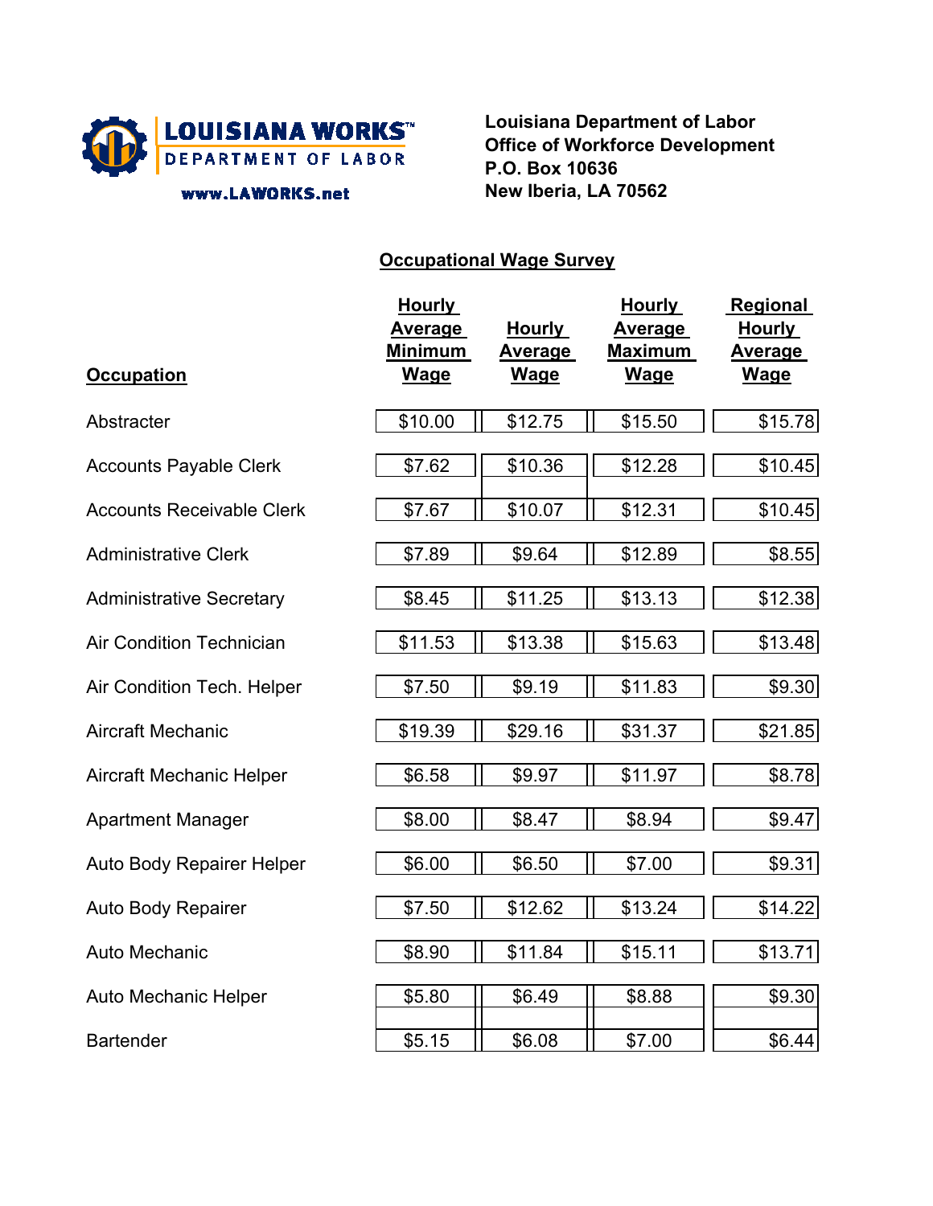LOUISIANA WORKS™
DEPARTMENT OF LABOR
www.LAWORKS.net

**Louisiana Department of Labor**
**Office of Workforce Development**
**P.O. Box 10636**
**New Iberia, LA 70562**

## Occupational Wage Survey

| Occupation | Hourly Average Minimum Wage | Hourly Average Wage | Hourly Average Maximum Wage | Regional Hourly Average Wage |
|---|---|---|---|---|
| Abstracter | $10.00 | $12.75 | $15.50 | $15.78 |
| Accounts Payable Clerk | $7.62 | $10.36 | $12.28 | $10.45 |
| Accounts Receivable Clerk | $7.67 | $10.07 | $12.31 | $10.45 |
| Administrative Clerk | $7.89 | $9.64 | $12.89 | $8.55 |
| Administrative Secretary | $8.45 | $11.25 | $13.13 | $12.38 |
| Air Condition Technician | $11.53 | $13.38 | $15.63 | $13.48 |
| Air Condition Tech. Helper | $7.50 | $9.19 | $11.83 | $9.30 |
| Aircraft Mechanic | $19.39 | $29.16 | $31.37 | $21.85 |
| Aircraft Mechanic Helper | $6.58 | $9.97 | $11.97 | $8.78 |
| Apartment Manager | $8.00 | $8.47 | $8.94 | $9.47 |
| Auto Body Repairer Helper | $6.00 | $6.50 | $7.00 | $9.31 |
| Auto Body Repairer | $7.50 | $12.62 | $13.24 | $14.22 |
| Auto Mechanic | $8.90 | $11.84 | $15.11 | $13.71 |
| Auto Mechanic Helper | $5.80 | $6.49 | $8.88 | $9.30 |
| Bartender | $5.15 | $6.08 | $7.00 | $6.44 |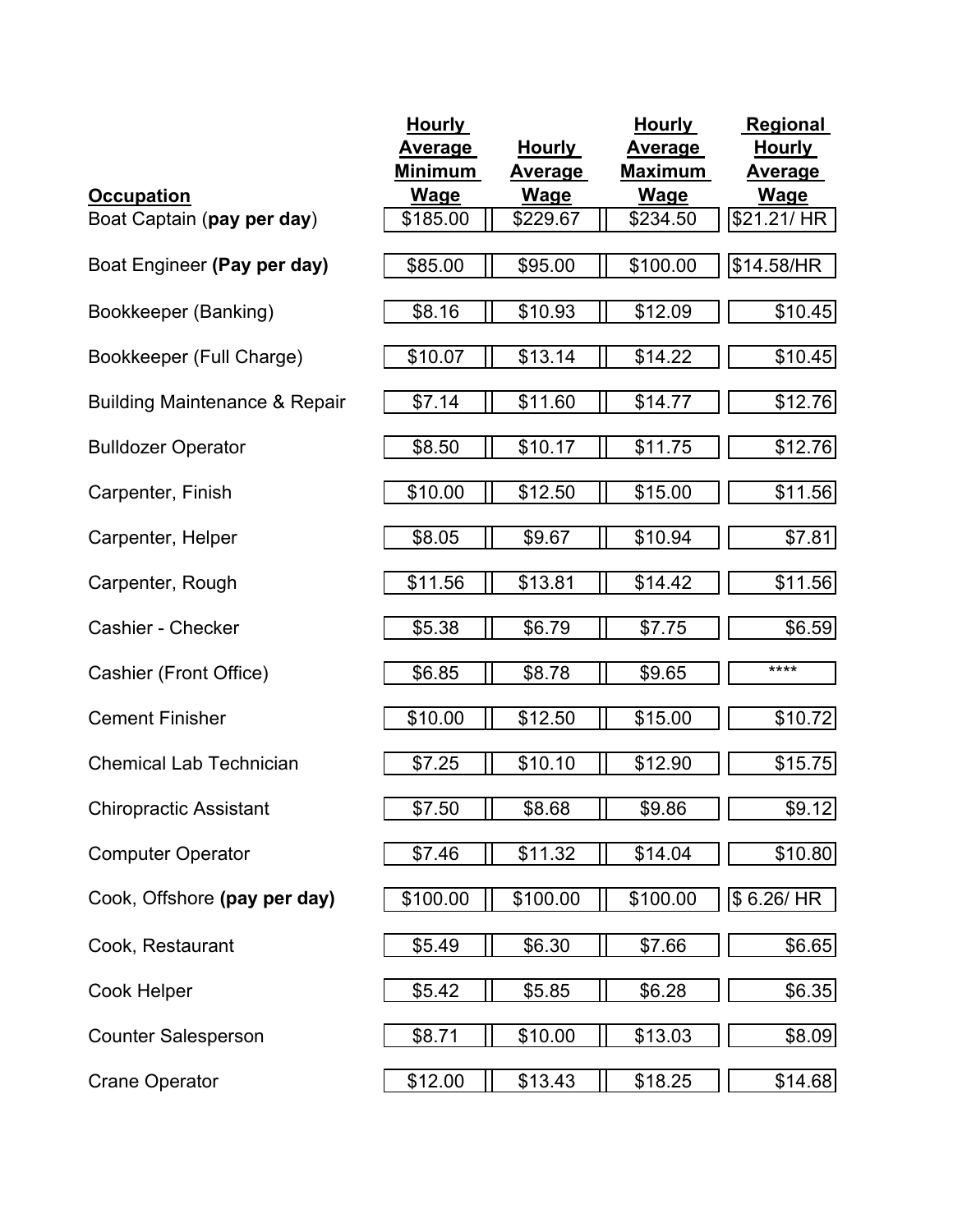| Occupation | Hourly Average Minimum Wage | Hourly Average Wage | Hourly Average Maximum Wage | Regional Hourly Average Wage |
|---|---|---|---|---|
| Boat Captain (**pay per day**) | $185.00 | $229.67 | $234.50 | $21.21/ HR |
| Boat Engineer **(Pay per day)** | $85.00 | $95.00 | $100.00 | $14.58/HR |
| Bookkeeper (Banking) | $8.16 | $10.93 | $12.09 | $10.45 |
| Bookkeeper (Full Charge) | $10.07 | $13.14 | $14.22 | $10.45 |
| Building Maintenance & Repair | $7.14 | $11.60 | $14.77 | $12.76 |
| Bulldozer Operator | $8.50 | $10.17 | $11.75 | $12.76 |
| Carpenter, Finish | $10.00 | $12.50 | $15.00 | $11.56 |
| Carpenter, Helper | $8.05 | $9.67 | $10.94 | $7.81 |
| Carpenter, Rough | $11.56 | $13.81 | $14.42 | $11.56 |
| Cashier - Checker | $5.38 | $6.79 | $7.75 | $6.59 |
| Cashier (Front Office) | $6.85 | $8.78 | $9.65 | **** |
| Cement Finisher | $10.00 | $12.50 | $15.00 | $10.72 |
| Chemical Lab Technician | $7.25 | $10.10 | $12.90 | $15.75 |
| Chiropractic Assistant | $7.50 | $8.68 | $9.86 | $9.12 |
| Computer Operator | $7.46 | $11.32 | $14.04 | $10.80 |
| Cook, Offshore **(pay per day)** | $100.00 | $100.00 | $100.00 | $ 6.26/ HR |
| Cook, Restaurant | $5.49 | $6.30 | $7.66 | $6.65 |
| Cook Helper | $5.42 | $5.85 | $6.28 | $6.35 |
| Counter Salesperson | $8.71 | $10.00 | $13.03 | $8.09 |
| Crane Operator | $12.00 | $13.43 | $18.25 | $14.68 |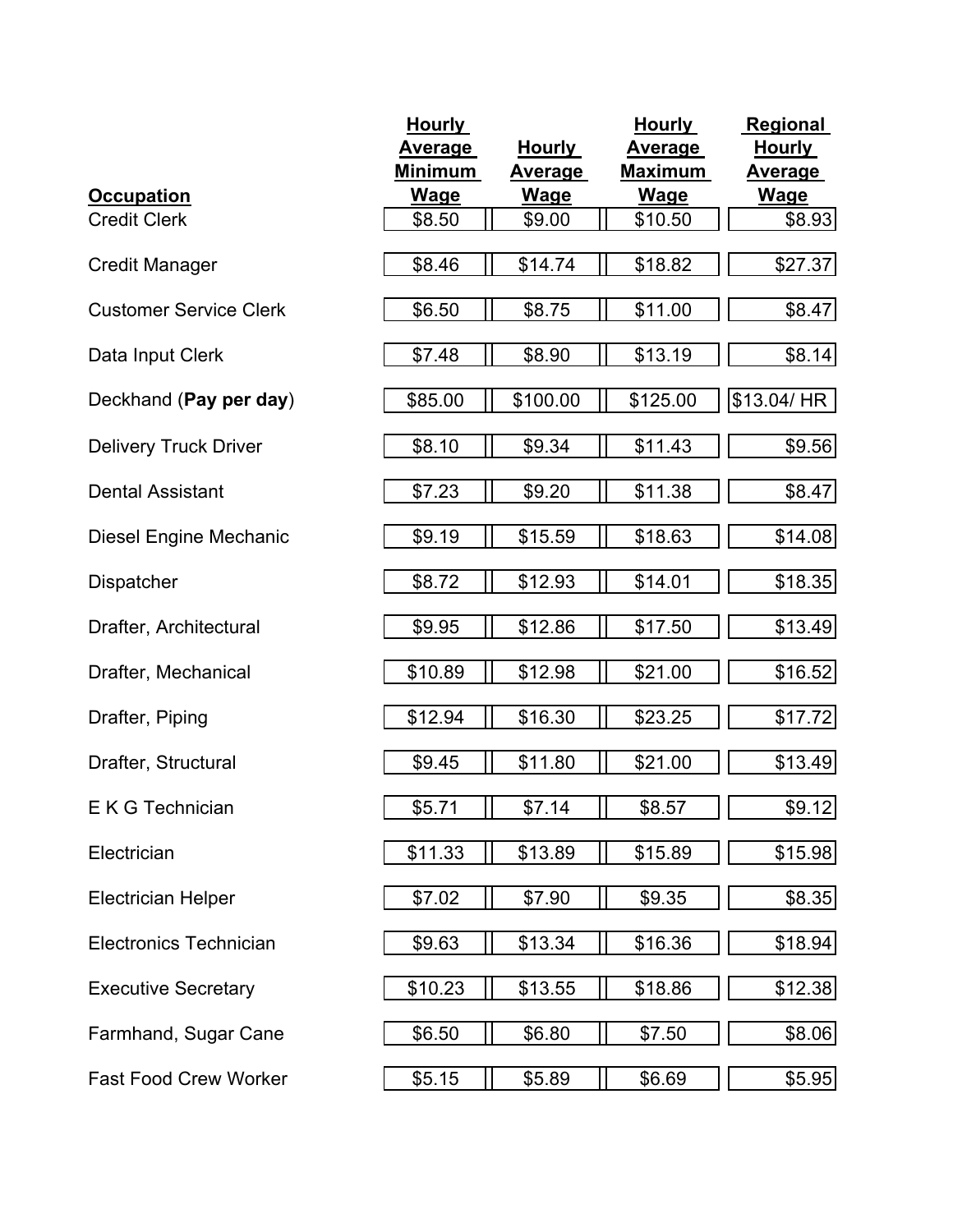| Occupation | Hourly Average Minimum Wage | Hourly Average Wage | Hourly Average Maximum Wage | Regional Hourly Average Wage |
|---|---|---|---|---|
| Credit Clerk | $8.50 | $9.00 | $10.50 | $8.93 |
| Credit Manager | $8.46 | $14.74 | $18.82 | $27.37 |
| Customer Service Clerk | $6.50 | $8.75 | $11.00 | $8.47 |
| Data Input Clerk | $7.48 | $8.90 | $13.19 | $8.14 |
| Deckhand (**Pay per day**) | $85.00 | $100.00 | $125.00 | $13.04/ HR |
| Delivery Truck Driver | $8.10 | $9.34 | $11.43 | $9.56 |
| Dental Assistant | $7.23 | $9.20 | $11.38 | $8.47 |
| Diesel Engine Mechanic | $9.19 | $15.59 | $18.63 | $14.08 |
| Dispatcher | $8.72 | $12.93 | $14.01 | $18.35 |
| Drafter, Architectural | $9.95 | $12.86 | $17.50 | $13.49 |
| Drafter, Mechanical | $10.89 | $12.98 | $21.00 | $16.52 |
| Drafter, Piping | $12.94 | $16.30 | $23.25 | $17.72 |
| Drafter, Structural | $9.45 | $11.80 | $21.00 | $13.49 |
| E K G Technician | $5.71 | $7.14 | $8.57 | $9.12 |
| Electrician | $11.33 | $13.89 | $15.89 | $15.98 |
| Electrician Helper | $7.02 | $7.90 | $9.35 | $8.35 |
| Electronics Technician | $9.63 | $13.34 | $16.36 | $18.94 |
| Executive Secretary | $10.23 | $13.55 | $18.86 | $12.38 |
| Farmhand, Sugar Cane | $6.50 | $6.80 | $7.50 | $8.06 |
| Fast Food Crew Worker | $5.15 | $5.89 | $6.69 | $5.95 |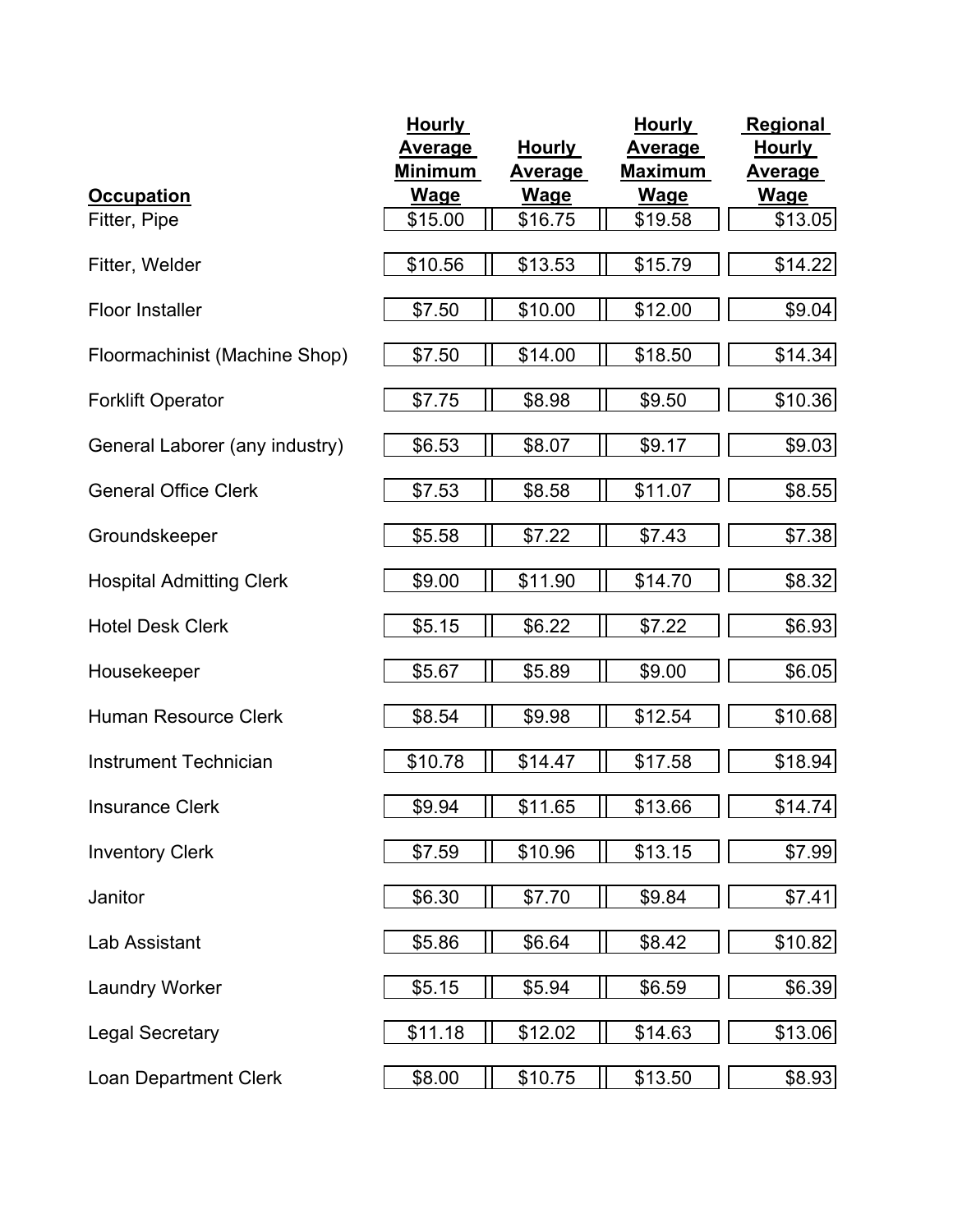| Occupation | Hourly Average Minimum Wage | Hourly Average Wage | Hourly Average Maximum Wage | Regional Hourly Average Wage |
| --- | --- | --- | --- | --- |
| Fitter, Pipe | $15.00 | $16.75 | $19.58 | $13.05 |
| Fitter, Welder | $10.56 | $13.53 | $15.79 | $14.22 |
| Floor Installer | $7.50 | $10.00 | $12.00 | $9.04 |
| Floormachinist (Machine Shop) | $7.50 | $14.00 | $18.50 | $14.34 |
| Forklift Operator | $7.75 | $8.98 | $9.50 | $10.36 |
| General Laborer (any industry) | $6.53 | $8.07 | $9.17 | $9.03 |
| General Office Clerk | $7.53 | $8.58 | $11.07 | $8.55 |
| Groundskeeper | $5.58 | $7.22 | $7.43 | $7.38 |
| Hospital Admitting Clerk | $9.00 | $11.90 | $14.70 | $8.32 |
| Hotel Desk Clerk | $5.15 | $6.22 | $7.22 | $6.93 |
| Housekeeper | $5.67 | $5.89 | $9.00 | $6.05 |
| Human Resource Clerk | $8.54 | $9.98 | $12.54 | $10.68 |
| Instrument Technician | $10.78 | $14.47 | $17.58 | $18.94 |
| Insurance Clerk | $9.94 | $11.65 | $13.66 | $14.74 |
| Inventory Clerk | $7.59 | $10.96 | $13.15 | $7.99 |
| Janitor | $6.30 | $7.70 | $9.84 | $7.41 |
| Lab Assistant | $5.86 | $6.64 | $8.42 | $10.82 |
| Laundry Worker | $5.15 | $5.94 | $6.59 | $6.39 |
| Legal Secretary | $11.18 | $12.02 | $14.63 | $13.06 |
| Loan Department Clerk | $8.00 | $10.75 | $13.50 | $8.93 |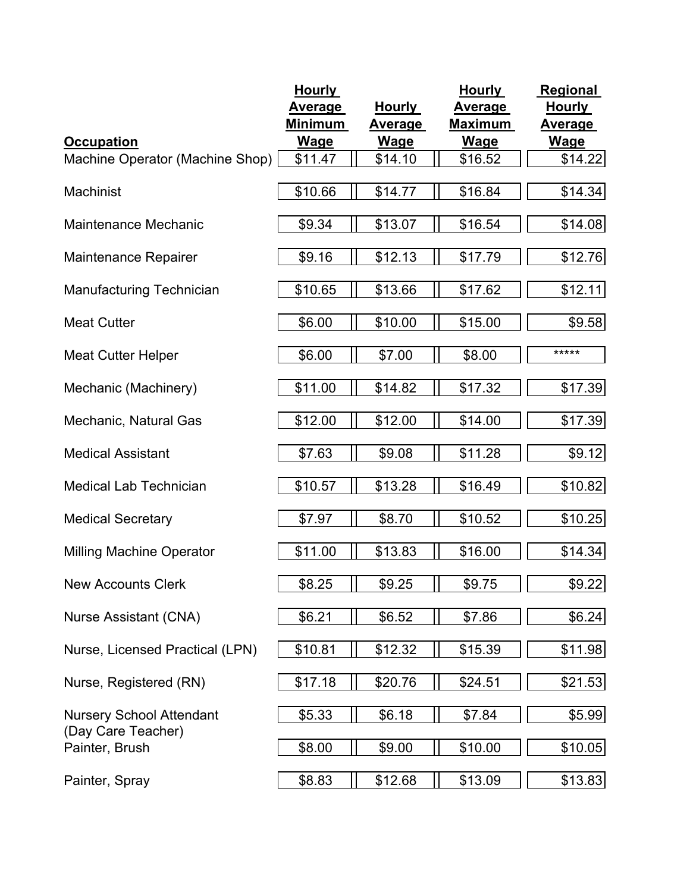| Occupation | Hourly Average Minimum Wage | Hourly Average Wage | Hourly Average Maximum Wage | Regional Hourly Average Wage |
|---|---|---|---|---|
| Machine Operator (Machine Shop) | $11.47 | $14.10 | $16.52 | $14.22 |
| Machinist | $10.66 | $14.77 | $16.84 | $14.34 |
| Maintenance Mechanic | $9.34 | $13.07 | $16.54 | $14.08 |
| Maintenance Repairer | $9.16 | $12.13 | $17.79 | $12.76 |
| Manufacturing Technician | $10.65 | $13.66 | $17.62 | $12.11 |
| Meat Cutter | $6.00 | $10.00 | $15.00 | $9.58 |
| Meat Cutter Helper | $6.00 | $7.00 | $8.00 | ***** |
| Mechanic (Machinery) | $11.00 | $14.82 | $17.32 | $17.39 |
| Mechanic, Natural Gas | $12.00 | $12.00 | $14.00 | $17.39 |
| Medical Assistant | $7.63 | $9.08 | $11.28 | $9.12 |
| Medical Lab Technician | $10.57 | $13.28 | $16.49 | $10.82 |
| Medical Secretary | $7.97 | $8.70 | $10.52 | $10.25 |
| Milling Machine Operator | $11.00 | $13.83 | $16.00 | $14.34 |
| New Accounts Clerk | $8.25 | $9.25 | $9.75 | $9.22 |
| Nurse Assistant (CNA) | $6.21 | $6.52 | $7.86 | $6.24 |
| Nurse, Licensed Practical (LPN) | $10.81 | $12.32 | $15.39 | $11.98 |
| Nurse, Registered (RN) | $17.18 | $20.76 | $24.51 | $21.53 |
| Nursery School Attendant (Day Care Teacher) | $5.33 | $6.18 | $7.84 | $5.99 |
| Painter, Brush | $8.00 | $9.00 | $10.00 | $10.05 |
| Painter, Spray | $8.83 | $12.68 | $13.09 | $13.83 |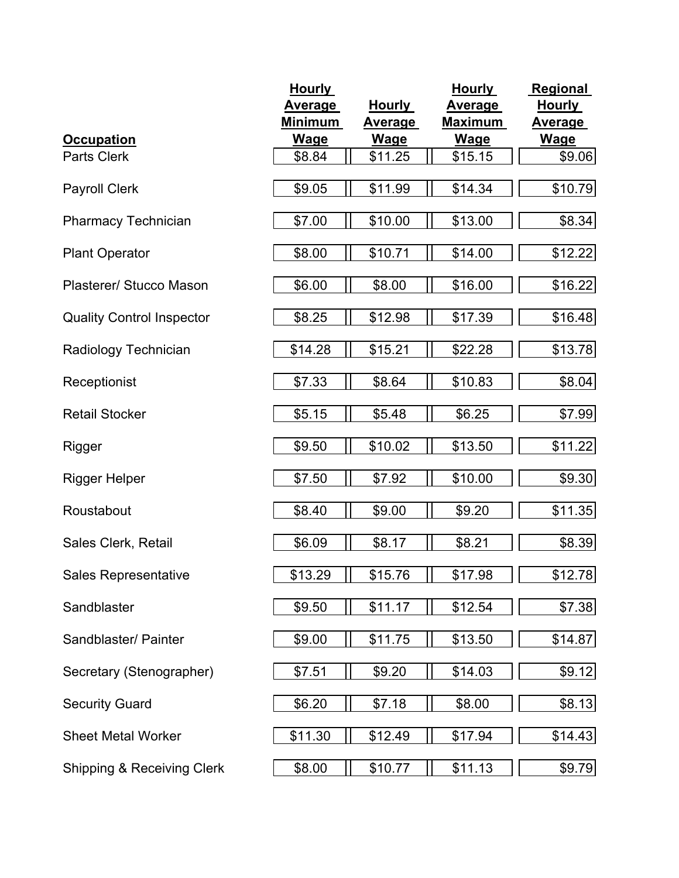| Occupation | Hourly Average Minimum Wage | Hourly Average Wage | Hourly Average Maximum Wage | Regional Hourly Average Wage |
|---|---|---|---|---|
| Parts Clerk | $8.84 | $11.25 | $15.15 | $9.06 |
| Payroll Clerk | $9.05 | $11.99 | $14.34 | $10.79 |
| Pharmacy Technician | $7.00 | $10.00 | $13.00 | $8.34 |
| Plant Operator | $8.00 | $10.71 | $14.00 | $12.22 |
| Plasterer/ Stucco Mason | $6.00 | $8.00 | $16.00 | $16.22 |
| Quality Control Inspector | $8.25 | $12.98 | $17.39 | $16.48 |
| Radiology Technician | $14.28 | $15.21 | $22.28 | $13.78 |
| Receptionist | $7.33 | $8.64 | $10.83 | $8.04 |
| Retail Stocker | $5.15 | $5.48 | $6.25 | $7.99 |
| Rigger | $9.50 | $10.02 | $13.50 | $11.22 |
| Rigger Helper | $7.50 | $7.92 | $10.00 | $9.30 |
| Roustabout | $8.40 | $9.00 | $9.20 | $11.35 |
| Sales Clerk, Retail | $6.09 | $8.17 | $8.21 | $8.39 |
| Sales Representative | $13.29 | $15.76 | $17.98 | $12.78 |
| Sandblaster | $9.50 | $11.17 | $12.54 | $7.38 |
| Sandblaster/ Painter | $9.00 | $11.75 | $13.50 | $14.87 |
| Secretary (Stenographer) | $7.51 | $9.20 | $14.03 | $9.12 |
| Security Guard | $6.20 | $7.18 | $8.00 | $8.13 |
| Sheet Metal Worker | $11.30 | $12.49 | $17.94 | $14.43 |
| Shipping & Receiving Clerk | $8.00 | $10.77 | $11.13 | $9.79 |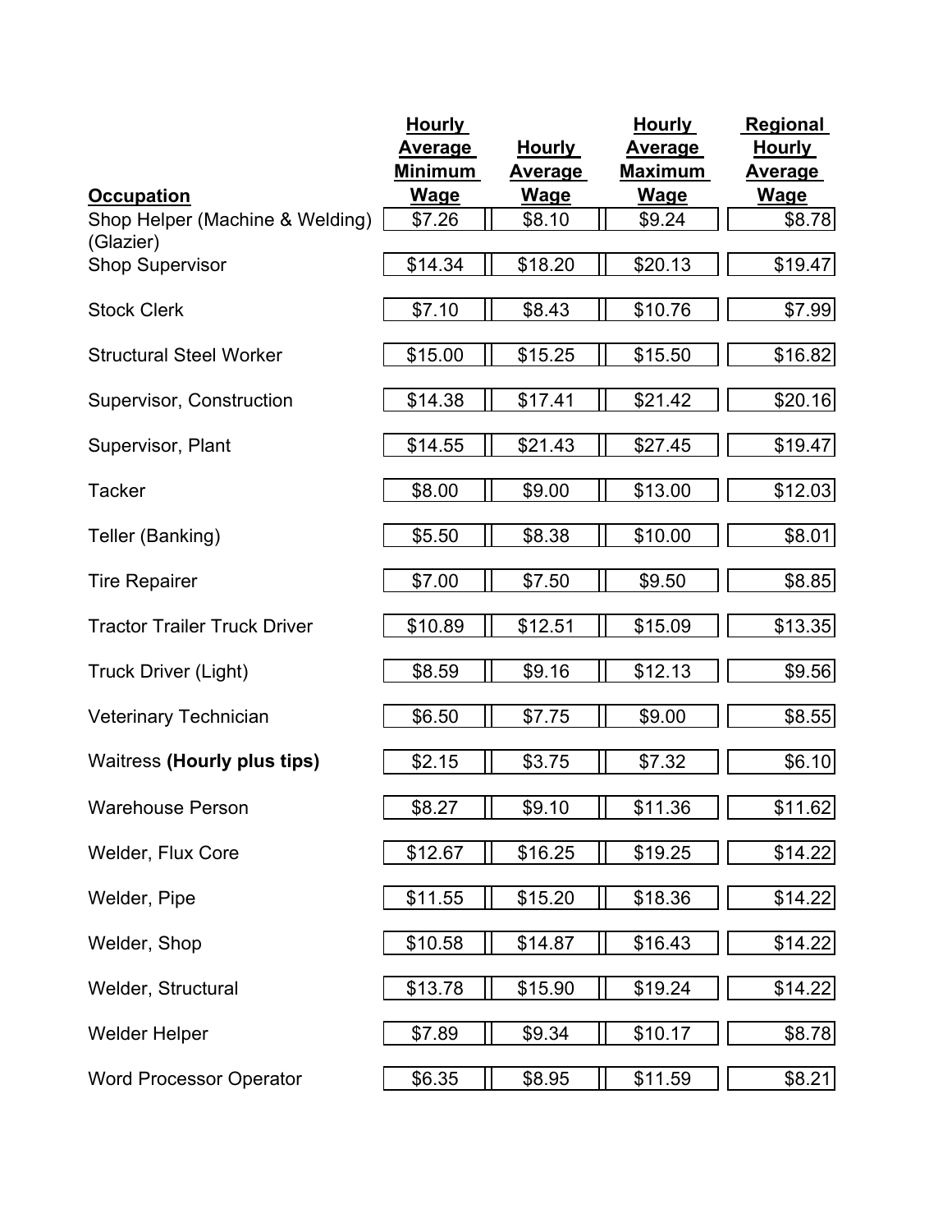| Occupation | Hourly Average Minimum Wage | Hourly Average Wage | Hourly Average Maximum Wage | Regional Hourly Average Wage |
| --- | --- | --- | --- | --- |
| Shop Helper (Machine & Welding) (Glazier) | $7.26 | $8.10 | $9.24 | $8.78 |
| Shop Supervisor | $14.34 | $18.20 | $20.13 | $19.47 |
| Stock Clerk | $7.10 | $8.43 | $10.76 | $7.99 |
| Structural Steel Worker | $15.00 | $15.25 | $15.50 | $16.82 |
| Supervisor, Construction | $14.38 | $17.41 | $21.42 | $20.16 |
| Supervisor, Plant | $14.55 | $21.43 | $27.45 | $19.47 |
| Tacker | $8.00 | $9.00 | $13.00 | $12.03 |
| Teller (Banking) | $5.50 | $8.38 | $10.00 | $8.01 |
| Tire Repairer | $7.00 | $7.50 | $9.50 | $8.85 |
| Tractor Trailer Truck Driver | $10.89 | $12.51 | $15.09 | $13.35 |
| Truck Driver (Light) | $8.59 | $9.16 | $12.13 | $9.56 |
| Veterinary Technician | $6.50 | $7.75 | $9.00 | $8.55 |
| Waitress **(Hourly plus tips)** | $2.15 | $3.75 | $7.32 | $6.10 |
| Warehouse Person | $8.27 | $9.10 | $11.36 | $11.62 |
| Welder, Flux Core | $12.67 | $16.25 | $19.25 | $14.22 |
| Welder, Pipe | $11.55 | $15.20 | $18.36 | $14.22 |
| Welder, Shop | $10.58 | $14.87 | $16.43 | $14.22 |
| Welder, Structural | $13.78 | $15.90 | $19.24 | $14.22 |
| Welder Helper | $7.89 | $9.34 | $10.17 | $8.78 |
| Word Processor Operator | $6.35 | $8.95 | $11.59 | $8.21 |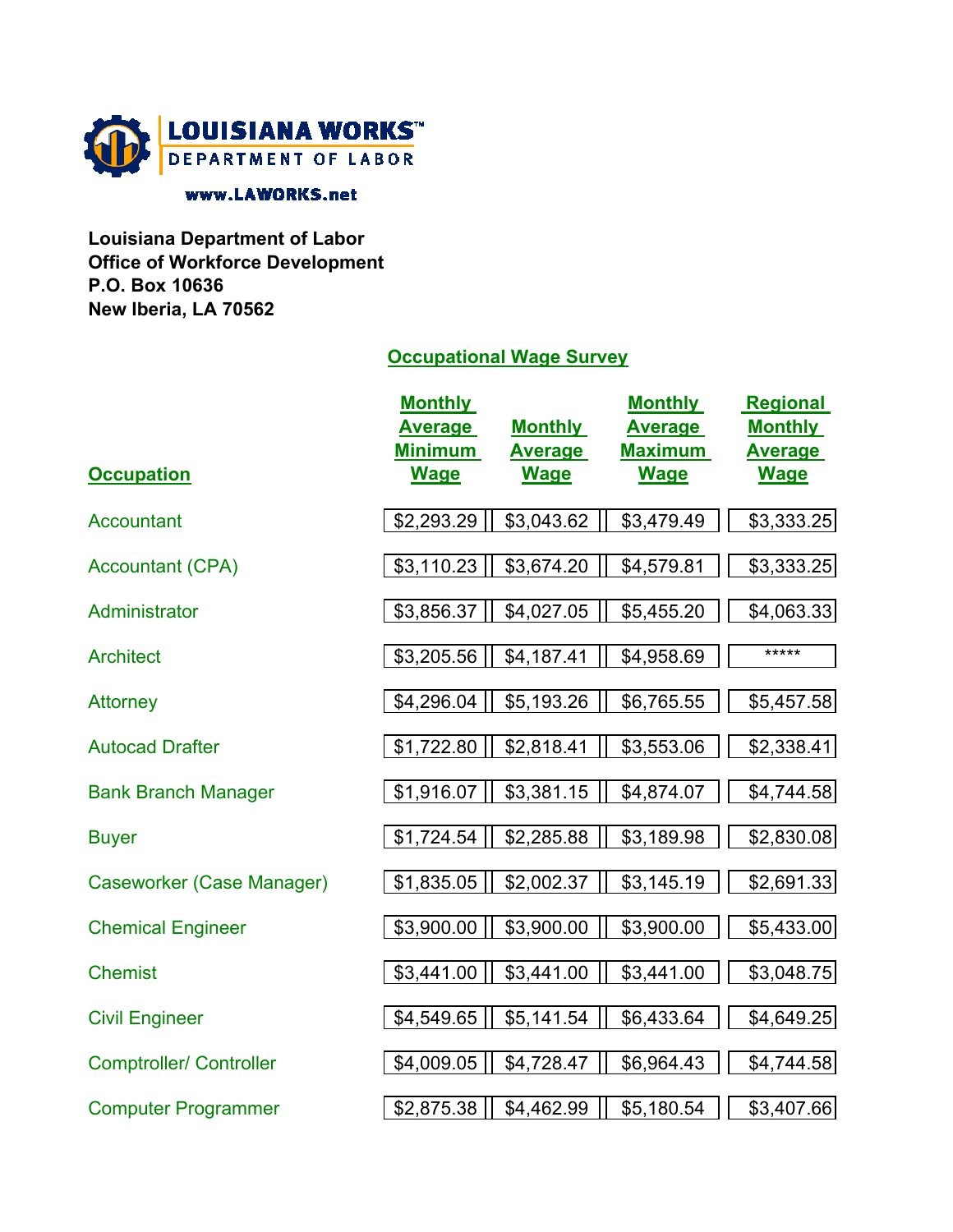**LOUISIANA WORKS™**
**DEPARTMENT OF LABOR**

**www.LAWORKS.net**

**Louisiana Department of Labor**
**Office of Workforce Development**
**P.O. Box 10636**
**New Iberia, LA 70562**

## Occupational Wage Survey

| Occupation | Monthly Average Minimum Wage | Monthly Average Wage | Monthly Average Maximum Wage | Regional Monthly Average Wage |
|---|---|---|---|---|
| Accountant | $2,293.29 | $3,043.62 | $3,479.49 | $3,333.25 |
| Accountant (CPA) | $3,110.23 | $3,674.20 | $4,579.81 | $3,333.25 |
| Administrator | $3,856.37 | $4,027.05 | $5,455.20 | $4,063.33 |
| Architect | $3,205.56 | $4,187.41 | $4,958.69 | ***** |
| Attorney | $4,296.04 | $5,193.26 | $6,765.55 | $5,457.58 |
| Autocad Drafter | $1,722.80 | $2,818.41 | $3,553.06 | $2,338.41 |
| Bank Branch Manager | $1,916.07 | $3,381.15 | $4,874.07 | $4,744.58 |
| Buyer | $1,724.54 | $2,285.88 | $3,189.98 | $2,830.08 |
| Caseworker (Case Manager) | $1,835.05 | $2,002.37 | $3,145.19 | $2,691.33 |
| Chemical Engineer | $3,900.00 | $3,900.00 | $3,900.00 | $5,433.00 |
| Chemist | $3,441.00 | $3,441.00 | $3,441.00 | $3,048.75 |
| Civil Engineer | $4,549.65 | $5,141.54 | $6,433.64 | $4,649.25 |
| Comptroller/ Controller | $4,009.05 | $4,728.47 | $6,964.43 | $4,744.58 |
| Computer Programmer | $2,875.38 | $4,462.99 | $5,180.54 | $3,407.66 |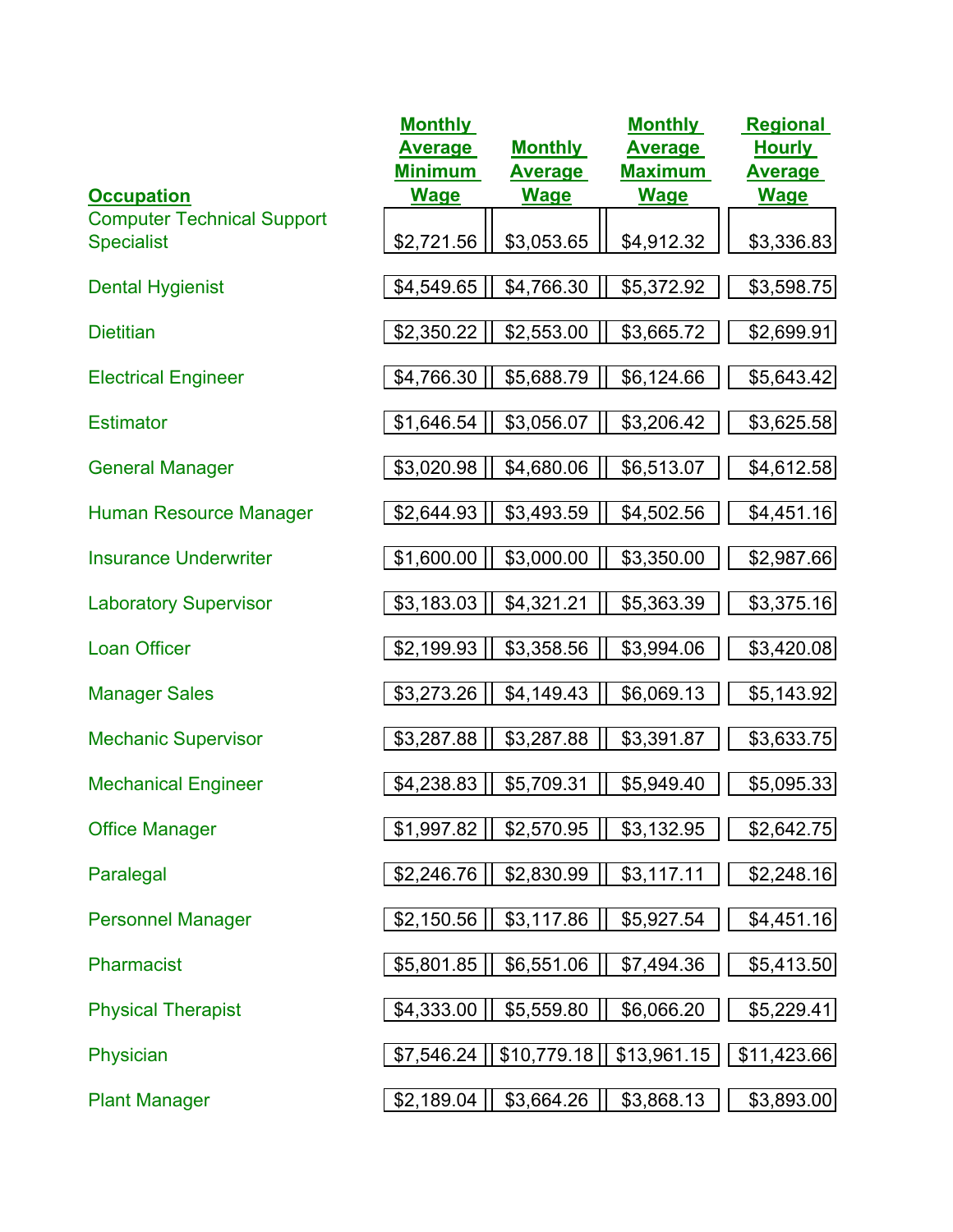| Occupation | Monthly Average Minimum Wage | Monthly Average Wage | Monthly Average Maximum Wage | Regional Hourly Average Wage |
|---|---|---|---|---|
| Computer Technical Support Specialist | $2,721.56 | $3,053.65 | $4,912.32 | $3,336.83 |
| Dental Hygienist | $4,549.65 | $4,766.30 | $5,372.92 | $3,598.75 |
| Dietitian | $2,350.22 | $2,553.00 | $3,665.72 | $2,699.91 |
| Electrical Engineer | $4,766.30 | $5,688.79 | $6,124.66 | $5,643.42 |
| Estimator | $1,646.54 | $3,056.07 | $3,206.42 | $3,625.58 |
| General Manager | $3,020.98 | $4,680.06 | $6,513.07 | $4,612.58 |
| Human Resource Manager | $2,644.93 | $3,493.59 | $4,502.56 | $4,451.16 |
| Insurance Underwriter | $1,600.00 | $3,000.00 | $3,350.00 | $2,987.66 |
| Laboratory Supervisor | $3,183.03 | $4,321.21 | $5,363.39 | $3,375.16 |
| Loan Officer | $2,199.93 | $3,358.56 | $3,994.06 | $3,420.08 |
| Manager Sales | $3,273.26 | $4,149.43 | $6,069.13 | $5,143.92 |
| Mechanic Supervisor | $3,287.88 | $3,287.88 | $3,391.87 | $3,633.75 |
| Mechanical Engineer | $4,238.83 | $5,709.31 | $5,949.40 | $5,095.33 |
| Office Manager | $1,997.82 | $2,570.95 | $3,132.95 | $2,642.75 |
| Paralegal | $2,246.76 | $2,830.99 | $3,117.11 | $2,248.16 |
| Personnel Manager | $2,150.56 | $3,117.86 | $5,927.54 | $4,451.16 |
| Pharmacist | $5,801.85 | $6,551.06 | $7,494.36 | $5,413.50 |
| Physical Therapist | $4,333.00 | $5,559.80 | $6,066.20 | $5,229.41 |
| Physician | $7,546.24 | $10,779.18 | $13,961.15 | $11,423.66 |
| Plant Manager | $2,189.04 | $3,664.26 | $3,868.13 | $3,893.00 |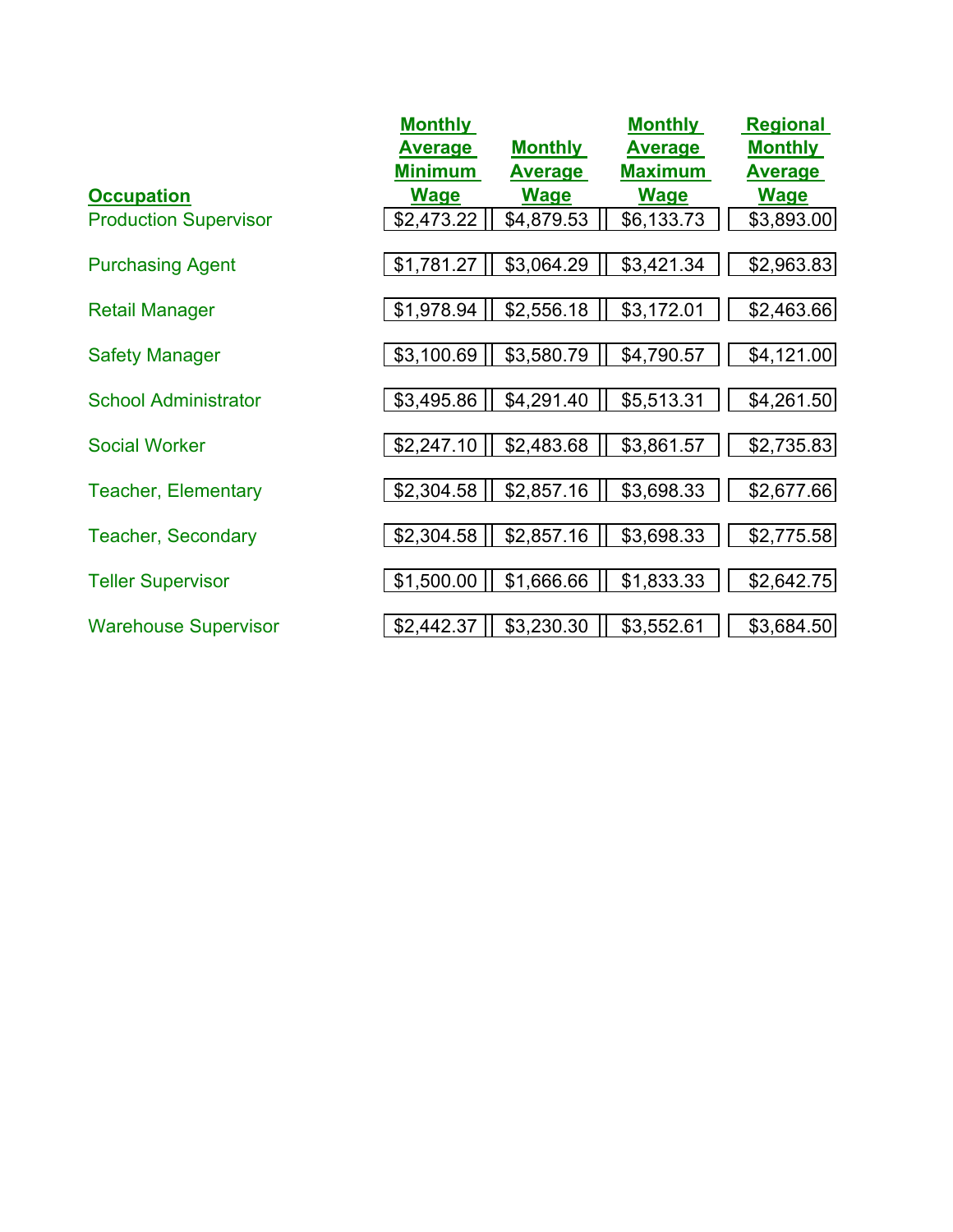| Occupation | Monthly Average Minimum Wage | Monthly Average Wage | Monthly Average Maximum Wage | Regional Monthly Average Wage |
|---|---|---|---|---|
| Production Supervisor | $2,473.22 | $4,879.53 | $6,133.73 | $3,893.00 |
| Purchasing Agent | $1,781.27 | $3,064.29 | $3,421.34 | $2,963.83 |
| Retail Manager | $1,978.94 | $2,556.18 | $3,172.01 | $2,463.66 |
| Safety Manager | $3,100.69 | $3,580.79 | $4,790.57 | $4,121.00 |
| School Administrator | $3,495.86 | $4,291.40 | $5,513.31 | $4,261.50 |
| Social Worker | $2,247.10 | $2,483.68 | $3,861.57 | $2,735.83 |
| Teacher, Elementary | $2,304.58 | $2,857.16 | $3,698.33 | $2,677.66 |
| Teacher, Secondary | $2,304.58 | $2,857.16 | $3,698.33 | $2,775.58 |
| Teller Supervisor | $1,500.00 | $1,666.66 | $1,833.33 | $2,642.75 |
| Warehouse Supervisor | $2,442.37 | $3,230.30 | $3,552.61 | $3,684.50 |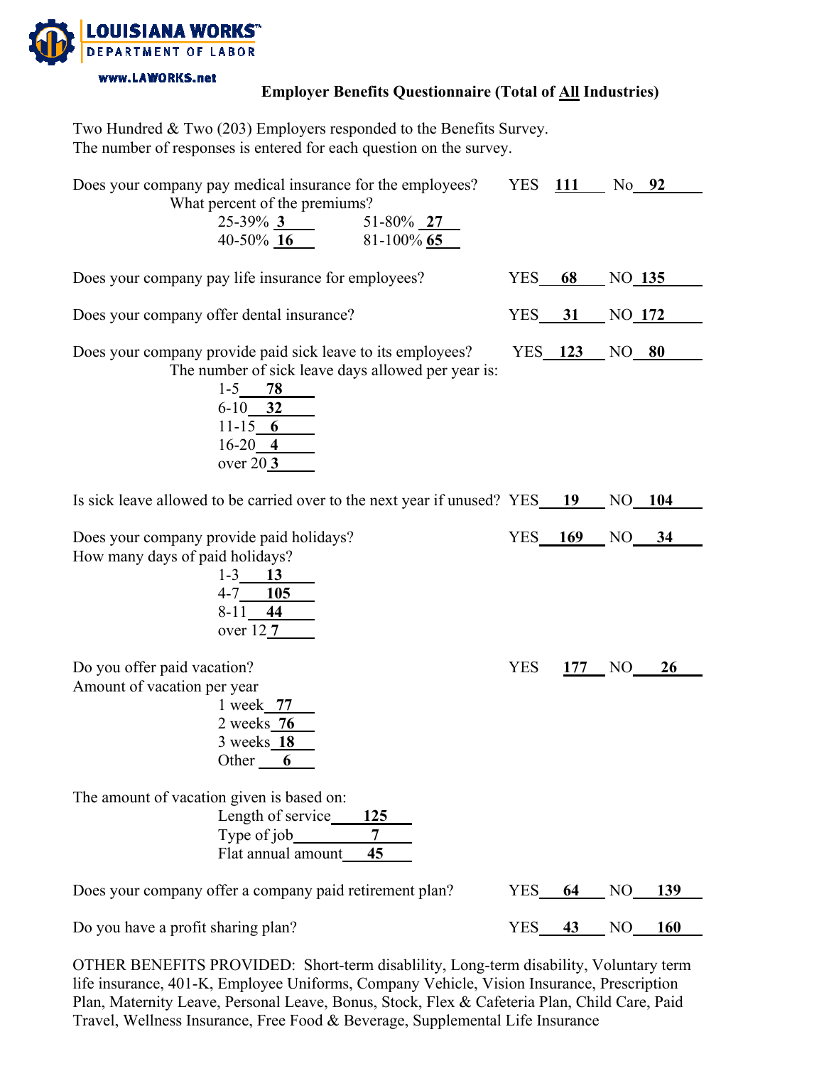LOUISIANA WORKS™
DEPARTMENT OF LABOR
www.LAWORKS.net

## Employer Benefits Questionnaire (Total of All Industries)

Two Hundred & Two (203) Employers responded to the Benefits Survey.
The number of responses is entered for each question on the survey.

Does your company pay medical insurance for the employees? YES **111** No **92**

What percent of the premiums?

- 25-39% **3**
- 40-50% **16**
- 51-80% **27**
- 81-100% **65**

Does your company pay life insurance for employees? YES **68** NO **135**

Does your company offer dental insurance? YES **31** NO **172**

Does your company provide paid sick leave to its employees? YES **123** NO **80**

The number of sick leave days allowed per year is:

- 1-5 **78**
- 6-10 **32**
- 11-15 **6**
- 16-20 **4**
- over 20 **3**

Is sick leave allowed to be carried over to the next year if unused? YES **19** NO **104**

Does your company provide paid holidays? YES **169** NO **34**

How many days of paid holidays?

- 1-3 **13**
- 4-7 **105**
- 8-11 **44**
- over 12 **7**

Do you offer paid vacation? YES **177** NO **26**

Amount of vacation per year

- 1 week **77**
- 2 weeks **76**
- 3 weeks **18**
- Other **6**

The amount of vacation given is based on:

- Length of service **125**
- Type of job **7**
- Flat annual amount **45**

Does your company offer a company paid retirement plan? YES **64** NO **139**

Do you have a profit sharing plan? YES **43** NO **160**

OTHER BENEFITS PROVIDED: Short-term disablility, Long-term disability, Voluntary term life insurance, 401-K, Employee Uniforms, Company Vehicle, Vision Insurance, Prescription Plan, Maternity Leave, Personal Leave, Bonus, Stock, Flex & Cafeteria Plan, Child Care, Paid Travel, Wellness Insurance, Free Food & Beverage, Supplemental Life Insurance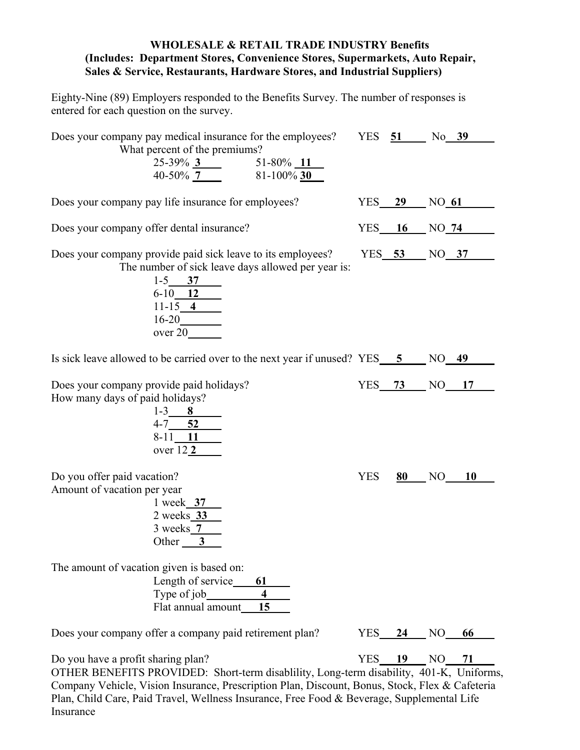**WHOLESALE & RETAIL TRADE INDUSTRY Benefits**
**(Includes: Department Stores, Convenience Stores, Supermarkets, Auto Repair, Sales & Service, Restaurants, Hardware Stores, and Industrial Suppliers)**

Eighty-Nine (89) Employers responded to the Benefits Survey. The number of responses is entered for each question on the survey.

Does your company pay medical insurance for the employees? YES **51** No **39**

What percent of the premiums?

- 25-39% **3**
- 40-50% **7**
- 51-80% **11**
- 81-100% **30**

Does your company pay life insurance for employees? YES **29** NO **61**

Does your company offer dental insurance? YES **16** NO **74**

Does your company provide paid sick leave to its employees? YES **53** NO **37**

The number of sick leave days allowed per year is:

- 1-5 **37**
- 6-10 **12**
- 11-15 **4**
- 16-20 ____
- over 20 ____

Is sick leave allowed to be carried over to the next year if unused? YES **5** NO **49**

Does your company provide paid holidays? YES **73** NO **17**

How many days of paid holidays?

- 1-3 **8**
- 4-7 **52**
- 8-11 **11**
- over 12 **2**

Do you offer paid vacation? YES **80** NO **10**

Amount of vacation per year

- 1 week **37**
- 2 weeks **33**
- 3 weeks **7**
- Other **3**

The amount of vacation given is based on:

- Length of service **61**
- Type of job **4**
- Flat annual amount **15**

Does your company offer a company paid retirement plan? YES **24** NO **66**

Do you have a profit sharing plan? YES **19** NO **71**

OTHER BENEFITS PROVIDED: Short-term disablility, Long-term disability, 401-K, Uniforms, Company Vehicle, Vision Insurance, Prescription Plan, Discount, Bonus, Stock, Flex & Cafeteria Plan, Child Care, Paid Travel, Wellness Insurance, Free Food & Beverage, Supplemental Life Insurance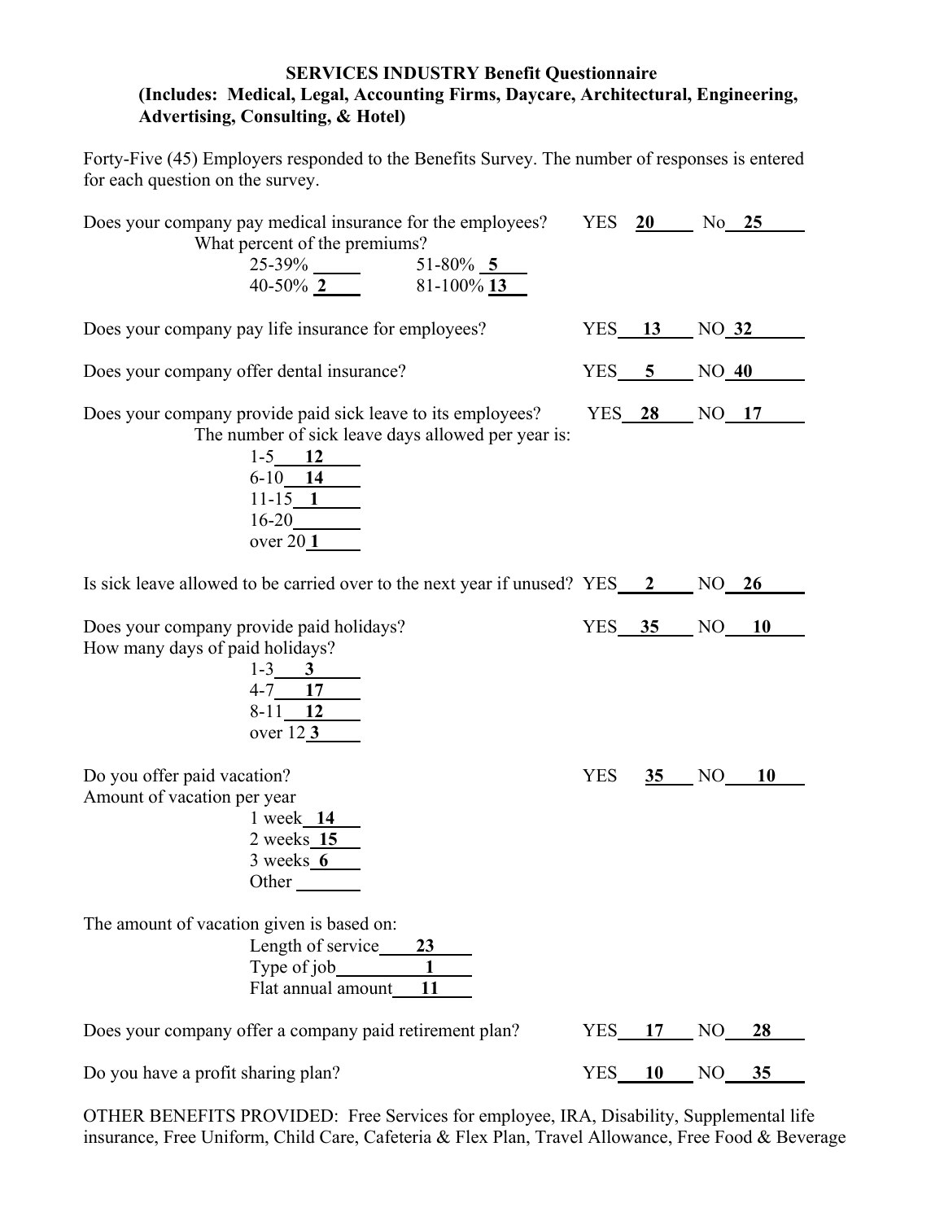**SERVICES INDUSTRY Benefit Questionnaire**
**(Includes: Medical, Legal, Accounting Firms, Daycare, Architectural, Engineering, Advertising, Consulting, & Hotel)**

Forty-Five (45) Employers responded to the Benefits Survey. The number of responses is entered for each question on the survey.

Does your company pay medical insurance for the employees? YES **20** No **25**

What percent of the premiums?

- 25-39% ____
- 40-50% **2**
- 51-80% **5**
- 81-100% **13**

Does your company pay life insurance for employees? YES **13** NO **32**

Does your company offer dental insurance? YES **5** NO **40**

Does your company provide paid sick leave to its employees? YES **28** NO **17**

The number of sick leave days allowed per year is:

- 1-5 **12**
- 6-10 **14**
- 11-15 **1**
- 16-20 ____
- over 20 **1**

Is sick leave allowed to be carried over to the next year if unused? YES **2** NO **26**

Does your company provide paid holidays? YES **35** NO **10**

How many days of paid holidays?

- 1-3 **3**
- 4-7 **17**
- 8-11 **12**
- over 12 **3**

Do you offer paid vacation? YES **35** NO **10**

Amount of vacation per year

- 1 week **14**
- 2 weeks **15**
- 3 weeks **6**
- Other ____

The amount of vacation given is based on:

- Length of service **23**
- Type of job **1**
- Flat annual amount **11**

Does your company offer a company paid retirement plan? YES **17** NO **28**

Do you have a profit sharing plan? YES **10** NO **35**

OTHER BENEFITS PROVIDED: Free Services for employee, IRA, Disability, Supplemental life insurance, Free Uniform, Child Care, Cafeteria & Flex Plan, Travel Allowance, Free Food & Beverage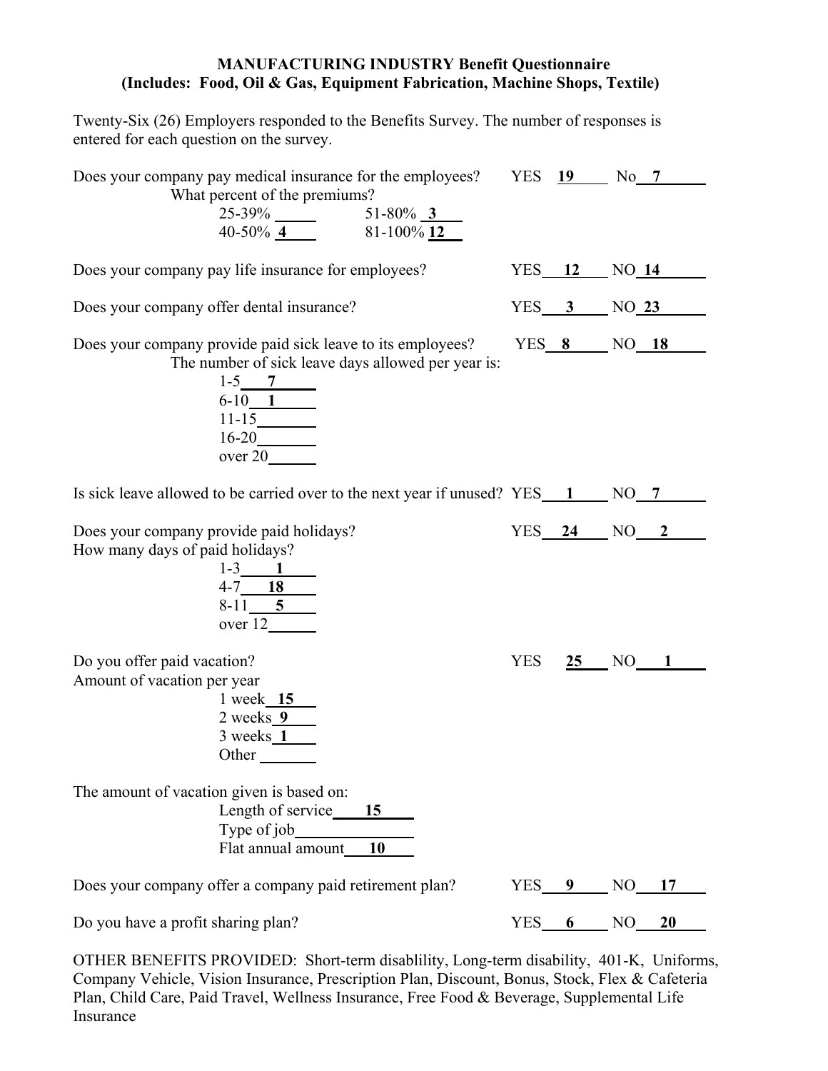**MANUFACTURING INDUSTRY Benefit Questionnaire**
**(Includes: Food, Oil & Gas, Equipment Fabrication, Machine Shops, Textile)**

Twenty-Six (26) Employers responded to the Benefits Survey. The number of responses is entered for each question on the survey.

Does your company pay medical insurance for the employees? YES **19** No **7**

What percent of the premiums?

- 25-39% ____
- 40-50% **4**
- 51-80% **3**
- 81-100% **12**

Does your company pay life insurance for employees? YES **12** NO **14**

Does your company offer dental insurance? YES **3** NO **23**

Does your company provide paid sick leave to its employees? YES **8** NO **18**

The number of sick leave days allowed per year is:

- 1-5 **7**
- 6-10 **1**
- 11-15 ____
- 16-20 ____
- over 20 ____

Is sick leave allowed to be carried over to the next year if unused? YES **1** NO **7**

Does your company provide paid holidays? YES **24** NO **2**

How many days of paid holidays?

- 1-3 **1**
- 4-7 **18**
- 8-11 **5**
- over 12 ____

Do you offer paid vacation? YES **25** NO **1**

Amount of vacation per year

- 1 week **15**
- 2 weeks **9**
- 3 weeks **1**
- Other ____

The amount of vacation given is based on:

- Length of service **15**
- Type of job ____
- Flat annual amount **10**

Does your company offer a company paid retirement plan? YES **9** NO **17**

Do you have a profit sharing plan? YES **6** NO **20**

OTHER BENEFITS PROVIDED: Short-term disablility, Long-term disability, 401-K, Uniforms, Company Vehicle, Vision Insurance, Prescription Plan, Discount, Bonus, Stock, Flex & Cafeteria Plan, Child Care, Paid Travel, Wellness Insurance, Free Food & Beverage, Supplemental Life Insurance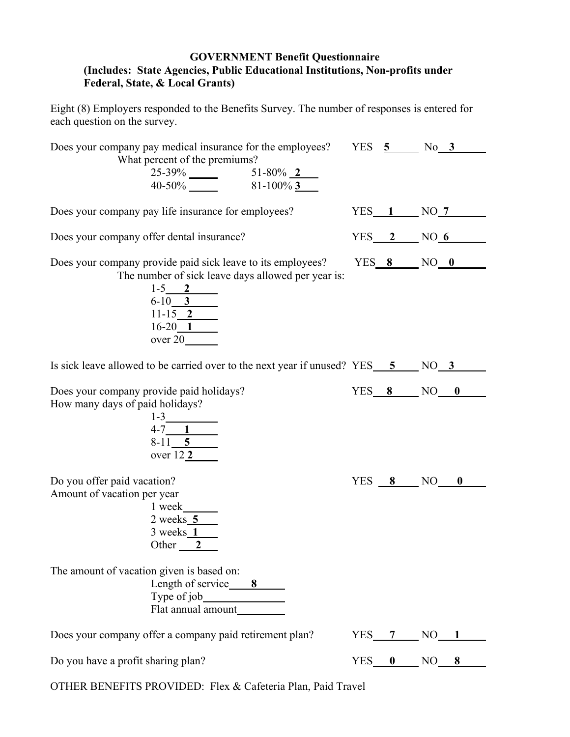**GOVERNMENT Benefit Questionnaire**
**(Includes: State Agencies, Public Educational Institutions, Non-profits under Federal, State, & Local Grants)**

Eight (8) Employers responded to the Benefits Survey. The number of responses is entered for each question on the survey.

Does your company pay medical insurance for the employees? YES **5** No **3**

What percent of the premiums?

- 25-39% ____
- 40-50% ____
- 51-80% **2**
- 81-100% **3**

Does your company pay life insurance for employees? YES **1** NO **7**

Does your company offer dental insurance? YES **2** NO **6**

Does your company provide paid sick leave to its employees? YES **8** NO **0**

The number of sick leave days allowed per year is:

- 1-5 **2**
- 6-10 **3**
- 11-15 **2**
- 16-20 **1**
- over 20 ____

Is sick leave allowed to be carried over to the next year if unused? YES **5** NO **3**

Does your company provide paid holidays? YES **8** NO **0**

How many days of paid holidays?

- 1-3 ____
- 4-7 **1**
- 8-11 **5**
- over 12 **2**

Do you offer paid vacation? YES **8** NO **0**

Amount of vacation per year

- 1 week ____
- 2 weeks **5**
- 3 weeks **1**
- Other **2**

The amount of vacation given is based on:

- Length of service **8**
- Type of job ____
- Flat annual amount ____

Does your company offer a company paid retirement plan? YES **7** NO **1**

Do you have a profit sharing plan? YES **0** NO **8**

OTHER BENEFITS PROVIDED: Flex & Cafeteria Plan, Paid Travel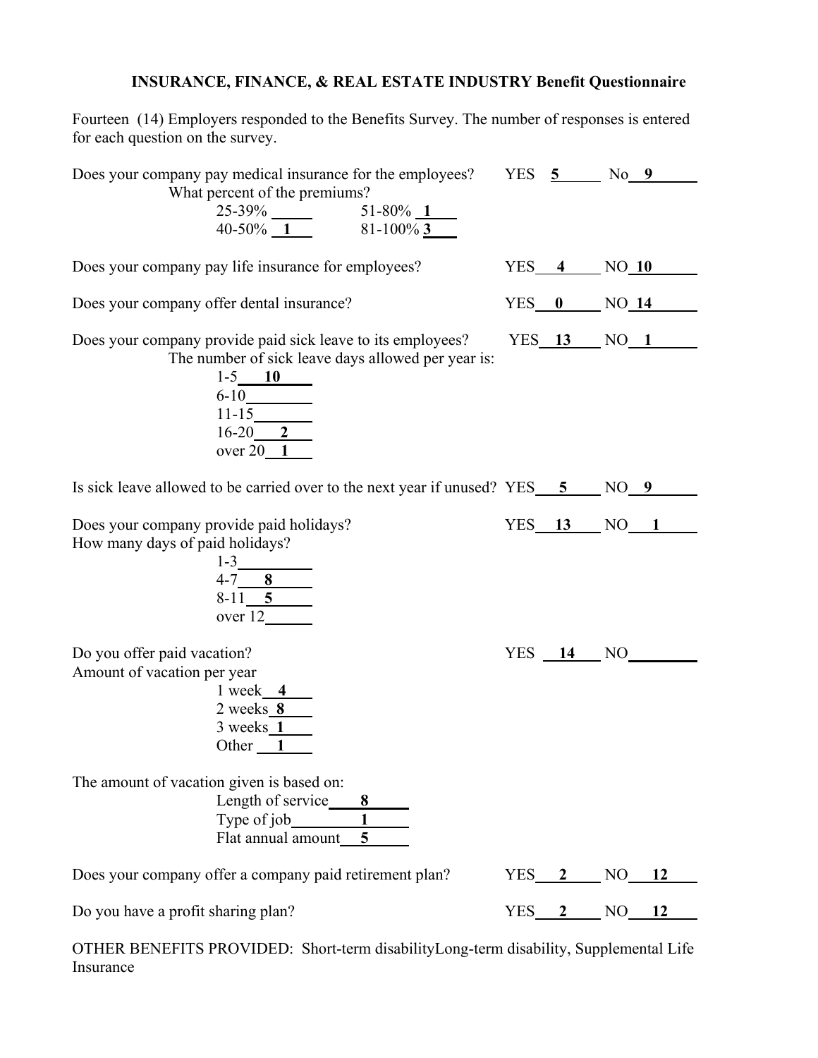# INSURANCE, FINANCE, & REAL ESTATE INDUSTRY Benefit Questionnaire

Fourteen (14) Employers responded to the Benefits Survey. The number of responses is entered for each question on the survey.

Does your company pay medical insurance for the employees? YES **5** No **9**

What percent of the premiums?

- 25-39% ___
- 40-50% **1**
- 51-80% **1**
- 81-100% **3**

Does your company pay life insurance for employees? YES **4** NO **10**

Does your company offer dental insurance? YES **0** NO **14**

Does your company provide paid sick leave to its employees? YES **13** NO **1**

The number of sick leave days allowed per year is:

- 1-5 **10**
- 6-10 ___
- 11-15 ___
- 16-20 **2**
- over 20 **1**

Is sick leave allowed to be carried over to the next year if unused? YES **5** NO **9**

Does your company provide paid holidays? YES **13** NO **1**

How many days of paid holidays?

- 1-3 ___
- 4-7 **8**
- 8-11 **5**
- over 12 ___

Do you offer paid vacation? YES **14** NO ___

Amount of vacation per year

- 1 week **4**
- 2 weeks **8**
- 3 weeks **1**
- Other **1**

The amount of vacation given is based on:

- Length of service **8**
- Type of job **1**
- Flat annual amount **5**

Does your company offer a company paid retirement plan? YES **2** NO **12**

Do you have a profit sharing plan? YES **2** NO **12**

OTHER BENEFITS PROVIDED: Short-term disabilityLong-term disability, Supplemental Life Insurance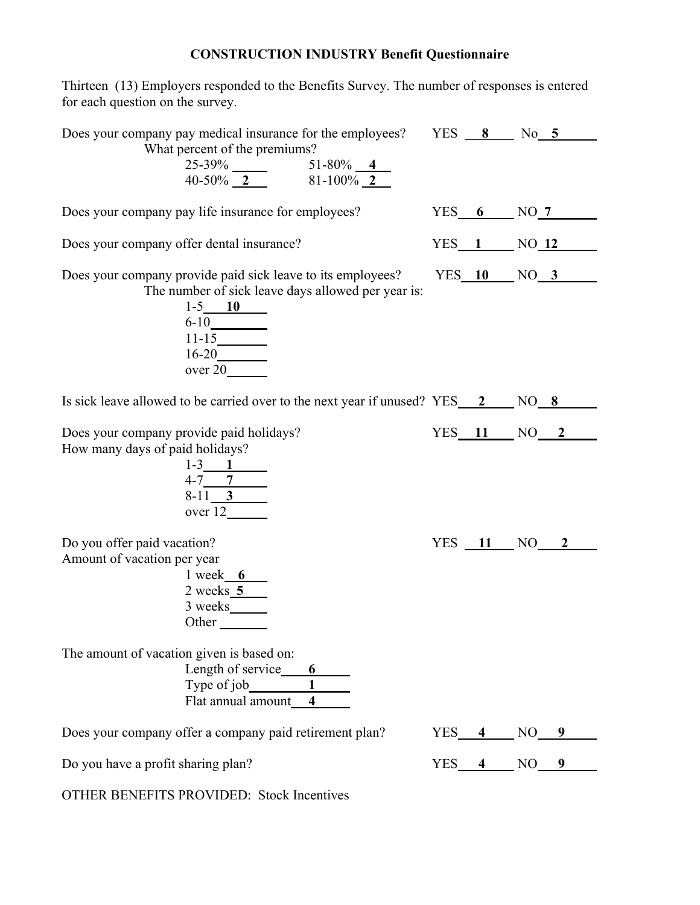# CONSTRUCTION INDUSTRY Benefit Questionnaire

Thirteen (13) Employers responded to the Benefits Survey. The number of responses is entered for each question on the survey.

Does your company pay medical insurance for the employees? YES **8** No **5**

What percent of the premiums?

- 25-39% ____
- 40-50% **2**
- 51-80% **4**
- 81-100% **2**

Does your company pay life insurance for employees? YES **6** NO **7**

Does your company offer dental insurance? YES **1** NO **12**

Does your company provide paid sick leave to its employees? YES **10** NO **3**

The number of sick leave days allowed per year is:

- 1-5 **10**
- 6-10 ____
- 11-15 ____
- 16-20 ____
- over 20 ____

Is sick leave allowed to be carried over to the next year if unused? YES **2** NO **8**

Does your company provide paid holidays? YES **11** NO **2**

How many days of paid holidays?

- 1-3 **1**
- 4-7 **7**
- 8-11 **3**
- over 12 ____

Do you offer paid vacation? YES **11** NO **2**

Amount of vacation per year

- 1 week **6**
- 2 weeks **5**
- 3 weeks ____
- Other ____

The amount of vacation given is based on:

- Length of service **6**
- Type of job **1**
- Flat annual amount **4**

Does your company offer a company paid retirement plan? YES **4** NO **9**

Do you have a profit sharing plan? YES **4** NO **9**

OTHER BENEFITS PROVIDED: Stock Incentives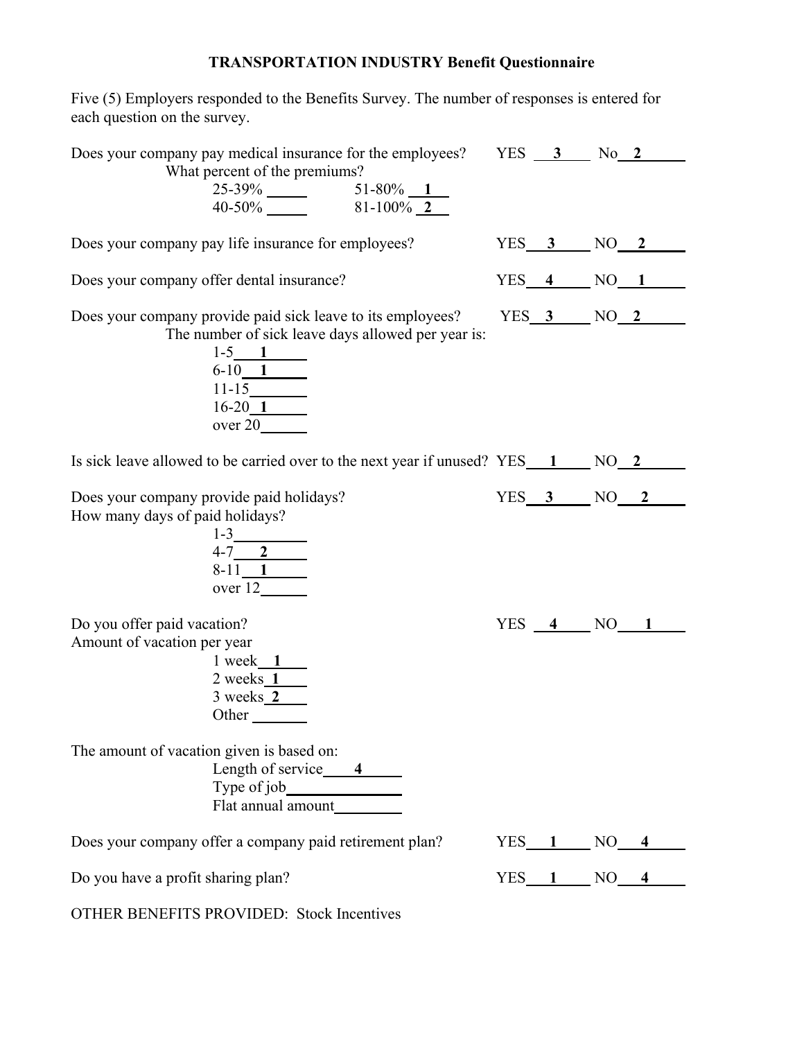**TRANSPORTATION INDUSTRY Benefit Questionnaire**

Five (5) Employers responded to the Benefits Survey. The number of responses is entered for each question on the survey.

Does your company pay medical insurance for the employees? YES **3** No **2**

What percent of the premiums?

- 25-39% ____
- 40-50% ____
- 51-80% **1**
- 81-100% **2**

Does your company pay life insurance for employees? YES **3** NO **2**

Does your company offer dental insurance? YES **4** NO **1**

Does your company provide paid sick leave to its employees? YES **3** NO **2**

The number of sick leave days allowed per year is:

- 1-5 **1**
- 6-10 **1**
- 11-15 ____
- 16-20 **1**
- over 20 ____

Is sick leave allowed to be carried over to the next year if unused? YES **1** NO **2**

Does your company provide paid holidays? YES **3** NO **2**

How many days of paid holidays?

- 1-3 ____
- 4-7 **2**
- 8-11 **1**
- over 12 ____

Do you offer paid vacation? YES **4** NO **1**

Amount of vacation per year

- 1 week **1**
- 2 weeks **1**
- 3 weeks **2**
- Other ____

The amount of vacation given is based on:

- Length of service **4**
- Type of job ____
- Flat annual amount ____

Does your company offer a company paid retirement plan? YES **1** NO **4**

Do you have a profit sharing plan? YES **1** NO **4**

OTHER BENEFITS PROVIDED: Stock Incentives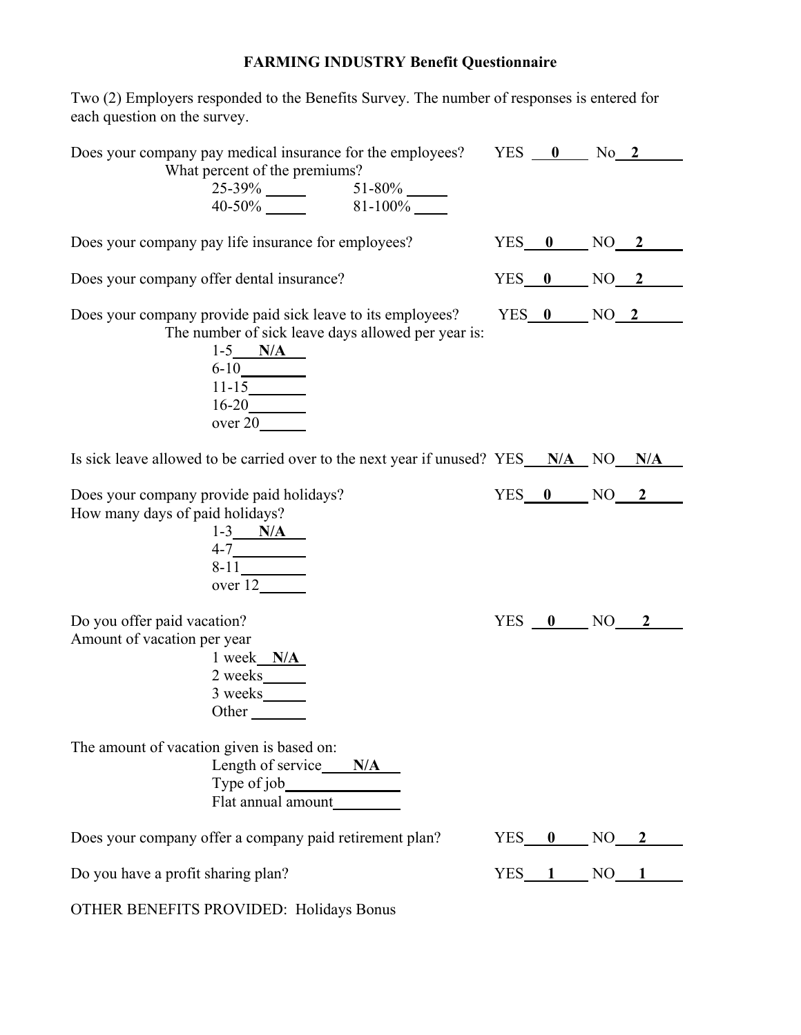# FARMING INDUSTRY Benefit Questionnaire

Two (2) Employers responded to the Benefits Survey. The number of responses is entered for each question on the survey.

Does your company pay medical insurance for the employees? YES **0** No **2**

What percent of the premiums?

25-39% ____ 51-80% ____
40-50% ____ 81-100% ____

Does your company pay life insurance for employees? YES **0** NO **2**

Does your company offer dental insurance? YES **0** NO **2**

Does your company provide paid sick leave to its employees? YES **0** NO **2**

The number of sick leave days allowed per year is:

1-5 **N/A**
6-10 ____
11-15 ____
16-20 ____
over 20 ____

Is sick leave allowed to be carried over to the next year if unused? YES **N/A** NO **N/A**

Does your company provide paid holidays? YES **0** NO **2**

How many days of paid holidays?

1-3 **N/A**
4-7 ____
8-11 ____
over 12 ____

Do you offer paid vacation? YES **0** NO **2**

Amount of vacation per year

1 week **N/A**
2 weeks ____
3 weeks ____
Other ____

The amount of vacation given is based on:

Length of service **N/A**
Type of job ____
Flat annual amount ____

Does your company offer a company paid retirement plan? YES **0** NO **2**

Do you have a profit sharing plan? YES **1** NO **1**

OTHER BENEFITS PROVIDED: Holidays Bonus